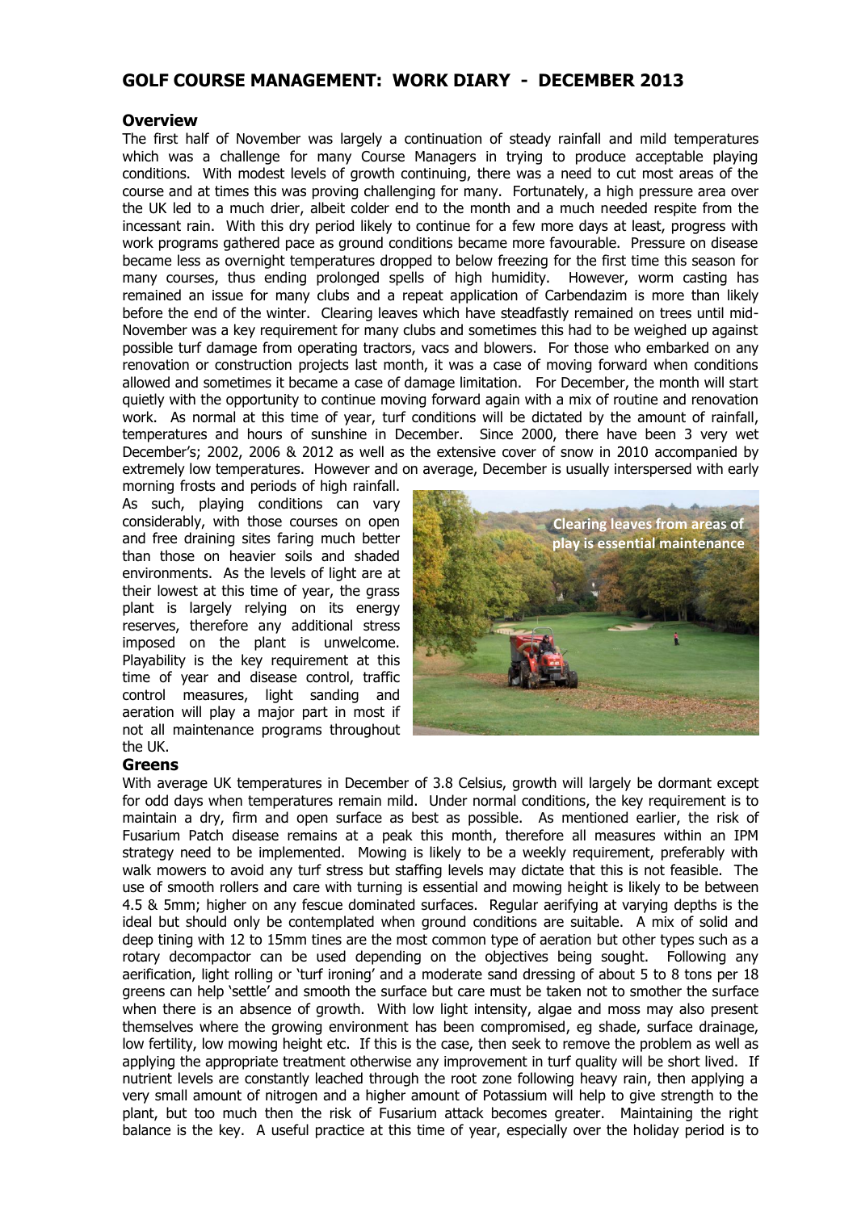# GOLF COURSE MANAGEMENT: WORK DIARY - DECEMBER 2013

## Overview

The first half of November was largely a continuation of steady rainfall and mild temperatures which was a challenge for many Course Managers in trying to produce acceptable playing conditions. With modest levels of growth continuing, there was a need to cut most areas of the course and at times this was proving challenging for many. Fortunately, a high pressure area over the UK led to a much drier, albeit colder end to the month and a much needed respite from the incessant rain. With this dry period likely to continue for a few more days at least, progress with work programs gathered pace as ground conditions became more favourable. Pressure on disease became less as overnight temperatures dropped to below freezing for the first time this season for many courses, thus ending prolonged spells of high humidity. However, worm casting has remained an issue for many clubs and a repeat application of Carbendazim is more than likely before the end of the winter. Clearing leaves which have steadfastly remained on trees until mid-November was a key requirement for many clubs and sometimes this had to be weighed up against possible turf damage from operating tractors, vacs and blowers. For those who embarked on any renovation or construction projects last month, it was a case of moving forward when conditions allowed and sometimes it became a case of damage limitation. For December, the month will start quietly with the opportunity to continue moving forward again with a mix of routine and renovation work. As normal at this time of year, turf conditions will be dictated by the amount of rainfall, temperatures and hours of sunshine in December. Since 2000, there have been 3 very wet December's; 2002, 2006 & 2012 as well as the extensive cover of snow in 2010 accompanied by extremely low temperatures. However and on average, December is usually interspersed with early morning frosts and periods of high rainfall. As such, playing conditions can vary considerably, with those courses on open and free draining sites faring much better than those on heavier soils and shaded environments. As the levels of light are at their lowest at this time of year, the grass plant is largely relying on its energy reserves, therefore any additional stress imposed on the plant is unwelcome. Playability is the key requirement at this time of year and disease control, traffic control measures, light sanding and aeration will play a major part in most if not all maintenance programs throughout the UK.

Clearing leaves from areas of play is essential maintenance

## Greens

With average UK temperatures in December of 3.8 Celsius, growth will largely be dormant except for odd days when temperatures remain mild. Under normal conditions, the key requirement is to maintain a dry, firm and open surface as best as possible. As mentioned earlier, the risk of Fusarium Patch disease remains at a peak this month, therefore all measures within an IPM strategy need to be implemented. Mowing is likely to be a weekly requirement, preferably with walk mowers to avoid any turf stress but staffing levels may dictate that this is not feasible. The use of smooth rollers and care with turning is essential and mowing height is likely to be between 4.5 & 5mm; higher on any fescue dominated surfaces. Regular aerifying at varying depths is the ideal but should only be contemplated when ground conditions are suitable. A mix of solid and deep tining with 12 to 15mm tines are the most common type of aeration but other types such as a rotary decompactor can be used depending on the objectives being sought. Following any aerification, light rolling or 'turf ironing' and a moderate sand dressing of about 5 to 8 tons per 18 greens can help 'settle' and smooth the surface but care must be taken not to smother the surface when there is an absence of growth. With low light intensity, algae and moss may also present themselves where the growing environment has been compromised, eg shade, surface drainage, low fertility, low mowing height etc. If this is the case, then seek to remove the problem as well as applying the appropriate treatment otherwise any improvement in turf quality will be short lived. If nutrient levels are constantly leached through the root zone following heavy rain, then applying a very small amount of nitrogen and a higher amount of Potassium will help to give strength to the plant, but too much then the risk of Fusarium attack becomes greater. Maintaining the right balance is the key. A useful practice at this time of year, especially over the holiday period is to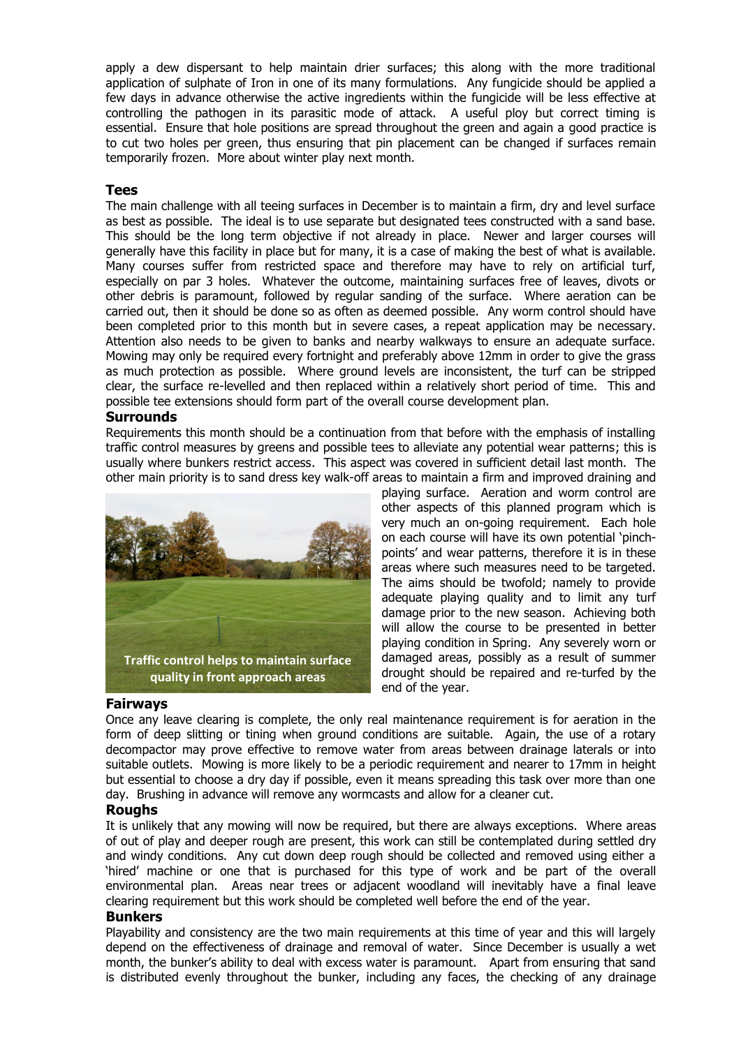apply a dew dispersant to help maintain drier surfaces; this along with the more traditional application of sulphate of Iron in one of its many formulations. Any fungicide should be applied a few days in advance otherwise the active ingredients within the fungicide will be less effective at controlling the pathogen in its parasitic mode of attack. A useful ploy but correct timing is essential. Ensure that hole positions are spread throughout the green and again a good practice is to cut two holes per green, thus ensuring that pin placement can be changed if surfaces remain temporarily frozen. More about winter play next month.

## Tees

The main challenge with all teeing surfaces in December is to maintain a firm, dry and level surface as best as possible. The ideal is to use separate but designated tees constructed with a sand base. This should be the long term objective if not already in place. Newer and larger courses will generally have this facility in place but for many, it is a case of making the best of what is available. Many courses suffer from restricted space and therefore may have to rely on artificial turf, especially on par 3 holes. Whatever the outcome, maintaining surfaces free of leaves, divots or other debris is paramount, followed by regular sanding of the surface. Where aeration can be carried out, then it should be done so as often as deemed possible. Any worm control should have been completed prior to this month but in severe cases, a repeat application may be necessary. Attention also needs to be given to banks and nearby walkways to ensure an adequate surface. Mowing may only be required every fortnight and preferably above 12mm in order to give the grass as much protection as possible. Where ground levels are inconsistent, the turf can be stripped clear, the surface re-levelled and then replaced within a relatively short period of time. This and possible tee extensions should form part of the overall course development plan.

## Surrounds

Requirements this month should be a continuation from that before with the emphasis of installing traffic control measures by greens and possible tees to alleviate any potential wear patterns; this is usually where bunkers restrict access. This aspect was covered in sufficient detail last month. The other main priority is to sand dress key walk-off areas to maintain a firm and improved draining and playing surface. Aeration and worm control are other aspects of this planned program which is very much an on-going requirement. Each hole on each course will have its own potential 'pinch-points' and wear patterns, therefore it is in these areas where such measures need to be targeted. The aims should be twofold; namely to provide adequate playing quality and to limit any turf damage prior to the new season. Achieving both will allow the course to be presented in better playing condition in Spring. Any severely worn or damaged areas, possibly as a result of summer drought should be repaired and re-turfed by the end of the year.

Traffic control helps to maintain surface quality in front approach areas

## Fairways

Once any leave clearing is complete, the only real maintenance requirement is for aeration in the form of deep slitting or tining when ground conditions are suitable. Again, the use of a rotary decompactor may prove effective to remove water from areas between drainage laterals or into suitable outlets. Mowing is more likely to be a periodic requirement and nearer to 17mm in height but essential to choose a dry day if possible, even it means spreading this task over more than one day. Brushing in advance will remove any wormcasts and allow for a cleaner cut.

## Roughs

It is unlikely that any mowing will now be required, but there are always exceptions. Where areas of out of play and deeper rough are present, this work can still be contemplated during settled dry and windy conditions. Any cut down deep rough should be collected and removed using either a 'hired' machine or one that is purchased for this type of work and be part of the overall environmental plan. Areas near trees or adjacent woodland will inevitably have a final leave clearing requirement but this work should be completed well before the end of the year.

## Bunkers

Playability and consistency are the two main requirements at this time of year and this will largely depend on the effectiveness of drainage and removal of water. Since December is usually a wet month, the bunker's ability to deal with excess water is paramount. Apart from ensuring that sand is distributed evenly throughout the bunker, including any faces, the checking of any drainage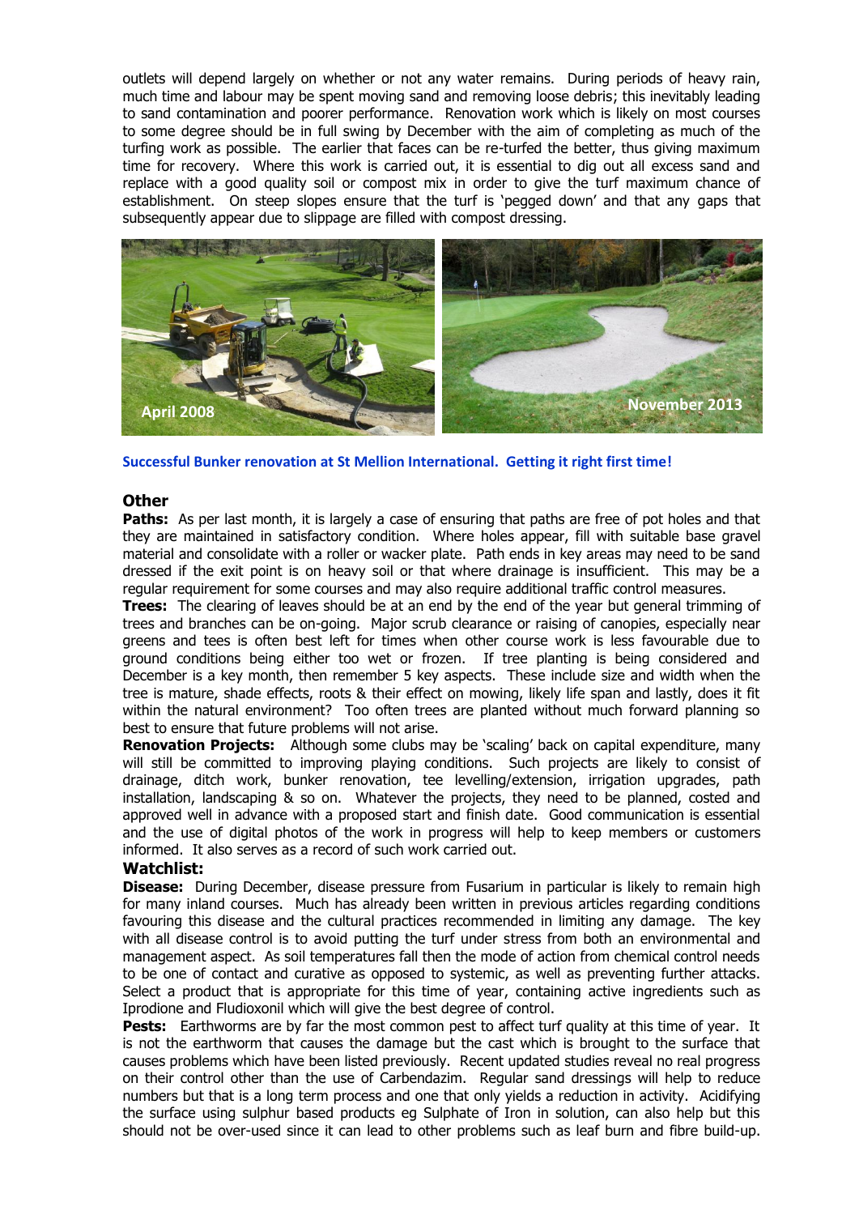outlets will depend largely on whether or not any water remains. During periods of heavy rain, much time and labour may be spent moving sand and removing loose debris; this inevitably leading to sand contamination and poorer performance. Renovation work which is likely on most courses to some degree should be in full swing by December with the aim of completing as much of the turfing work as possible. The earlier that faces can be re-turfed the better, thus giving maximum time for recovery. Where this work is carried out, it is essential to dig out all excess sand and replace with a good quality soil or compost mix in order to give the turf maximum chance of establishment. On steep slopes ensure that the turf is 'pegged down' and that any gaps that subsequently appear due to slippage are filled with compost dressing.

April 2008

November 2013

**Successful Bunker renovation at St Mellion International. Getting it right first time!**

## Other

**Paths:** As per last month, it is largely a case of ensuring that paths are free of pot holes and that they are maintained in satisfactory condition. Where holes appear, fill with suitable base gravel material and consolidate with a roller or wacker plate. Path ends in key areas may need to be sand dressed if the exit point is on heavy soil or that where drainage is insufficient. This may be a regular requirement for some courses and may also require additional traffic control measures.

**Trees:** The clearing of leaves should be at an end by the end of the year but general trimming of trees and branches can be on-going. Major scrub clearance or raising of canopies, especially near greens and tees is often best left for times when other course work is less favourable due to ground conditions being either too wet or frozen. If tree planting is being considered and December is a key month, then remember 5 key aspects. These include size and width when the tree is mature, shade effects, roots & their effect on mowing, likely life span and lastly, does it fit within the natural environment? Too often trees are planted without much forward planning so best to ensure that future problems will not arise.

**Renovation Projects:** Although some clubs may be 'scaling' back on capital expenditure, many will still be committed to improving playing conditions. Such projects are likely to consist of drainage, ditch work, bunker renovation, tee levelling/extension, irrigation upgrades, path installation, landscaping & so on. Whatever the projects, they need to be planned, costed and approved well in advance with a proposed start and finish date. Good communication is essential and the use of digital photos of the work in progress will help to keep members or customers informed. It also serves as a record of such work carried out.

## Watchlist:

**Disease:** During December, disease pressure from Fusarium in particular is likely to remain high for many inland courses. Much has already been written in previous articles regarding conditions favouring this disease and the cultural practices recommended in limiting any damage. The key with all disease control is to avoid putting the turf under stress from both an environmental and management aspect. As soil temperatures fall then the mode of action from chemical control needs to be one of contact and curative as opposed to systemic, as well as preventing further attacks. Select a product that is appropriate for this time of year, containing active ingredients such as Iprodione and Fludioxonil which will give the best degree of control.

**Pests:** Earthworms are by far the most common pest to affect turf quality at this time of year. It is not the earthworm that causes the damage but the cast which is brought to the surface that causes problems which have been listed previously. Recent updated studies reveal no real progress on their control other than the use of Carbendazim. Regular sand dressings will help to reduce numbers but that is a long term process and one that only yields a reduction in activity. Acidifying the surface using sulphur based products eg Sulphate of Iron in solution, can also help but this should not be over-used since it can lead to other problems such as leaf burn and fibre build-up.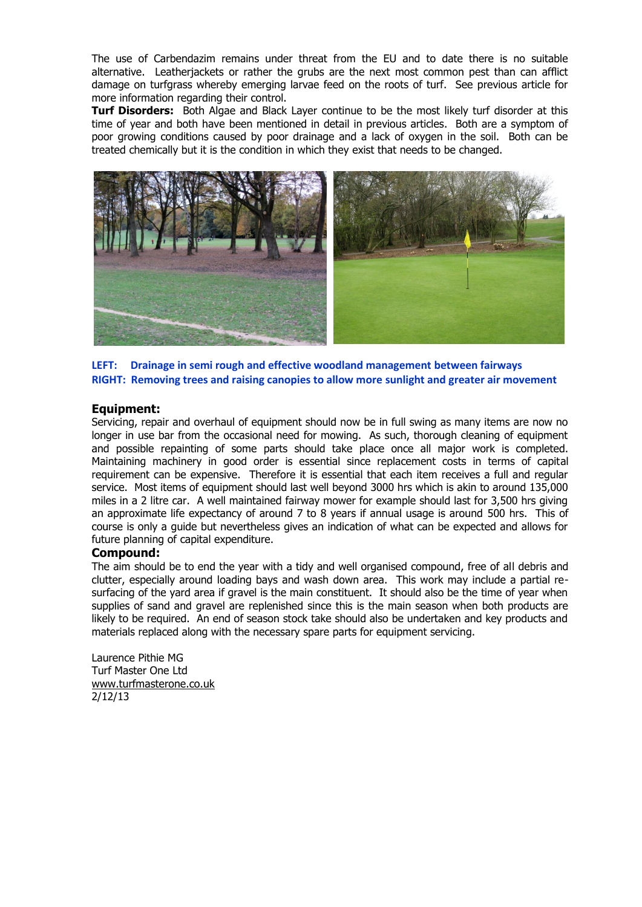The use of Carbendazim remains under threat from the EU and to date there is no suitable alternative. Leatherjackets or rather the grubs are the next most common pest than can afflict damage on turfgrass whereby emerging larvae feed on the roots of turf. See previous article for more information regarding their control.

**Turf Disorders:** Both Algae and Black Layer continue to be the most likely turf disorder at this time of year and both have been mentioned in detail in previous articles. Both are a symptom of poor growing conditions caused by poor drainage and a lack of oxygen in the soil. Both can be treated chemically but it is the condition in which they exist that needs to be changed.

**LEFT: Drainage in semi rough and effective woodland management between fairways**
**RIGHT: Removing trees and raising canopies to allow more sunlight and greater air movement**

### Equipment:

Servicing, repair and overhaul of equipment should now be in full swing as many items are now no longer in use bar from the occasional need for mowing. As such, thorough cleaning of equipment and possible repainting of some parts should take place once all major work is completed. Maintaining machinery in good order is essential since replacement costs in terms of capital requirement can be expensive. Therefore it is essential that each item receives a full and regular service. Most items of equipment should last well beyond 3000 hrs which is akin to around 135,000 miles in a 2 litre car. A well maintained fairway mower for example should last for 3,500 hrs giving an approximate life expectancy of around 7 to 8 years if annual usage is around 500 hrs. This of course is only a guide but nevertheless gives an indication of what can be expected and allows for future planning of capital expenditure.

### Compound:

The aim should be to end the year with a tidy and well organised compound, free of all debris and clutter, especially around loading bays and wash down area. This work may include a partial re-surfacing of the yard area if gravel is the main constituent. It should also be the time of year when supplies of sand and gravel are replenished since this is the main season when both products are likely to be required. An end of season stock take should also be undertaken and key products and materials replaced along with the necessary spare parts for equipment servicing.

Laurence Pithie MG
Turf Master One Ltd
www.turfmasterone.co.uk
2/12/13